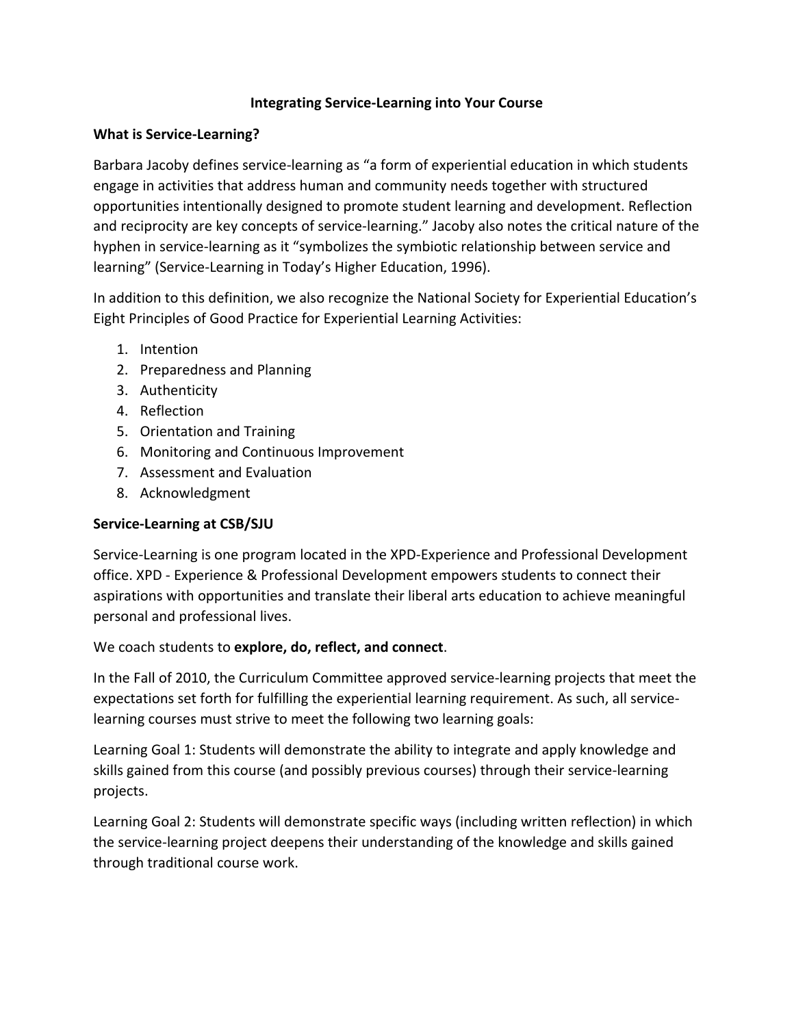# Integrating Service-Learning into Your Course

## What is Service-Learning?

Barbara Jacoby defines service-learning as "a form of experiential education in which students engage in activities that address human and community needs together with structured opportunities intentionally designed to promote student learning and development. Reflection and reciprocity are key concepts of service-learning." Jacoby also notes the critical nature of the hyphen in service-learning as it "symbolizes the symbiotic relationship between service and learning" (Service-Learning in Today's Higher Education, 1996).

In addition to this definition, we also recognize the National Society for Experiential Education's Eight Principles of Good Practice for Experiential Learning Activities:

1. Intention
2. Preparedness and Planning
3. Authenticity
4. Reflection
5. Orientation and Training
6. Monitoring and Continuous Improvement
7. Assessment and Evaluation
8. Acknowledgment

## Service-Learning at CSB/SJU

Service-Learning is one program located in the XPD-Experience and Professional Development office. XPD - Experience & Professional Development empowers students to connect their aspirations with opportunities and translate their liberal arts education to achieve meaningful personal and professional lives.

We coach students to **explore, do, reflect, and connect**.

In the Fall of 2010, the Curriculum Committee approved service-learning projects that meet the expectations set forth for fulfilling the experiential learning requirement. As such, all service-learning courses must strive to meet the following two learning goals:

Learning Goal 1: Students will demonstrate the ability to integrate and apply knowledge and skills gained from this course (and possibly previous courses) through their service-learning projects.

Learning Goal 2: Students will demonstrate specific ways (including written reflection) in which the service-learning project deepens their understanding of the knowledge and skills gained through traditional course work.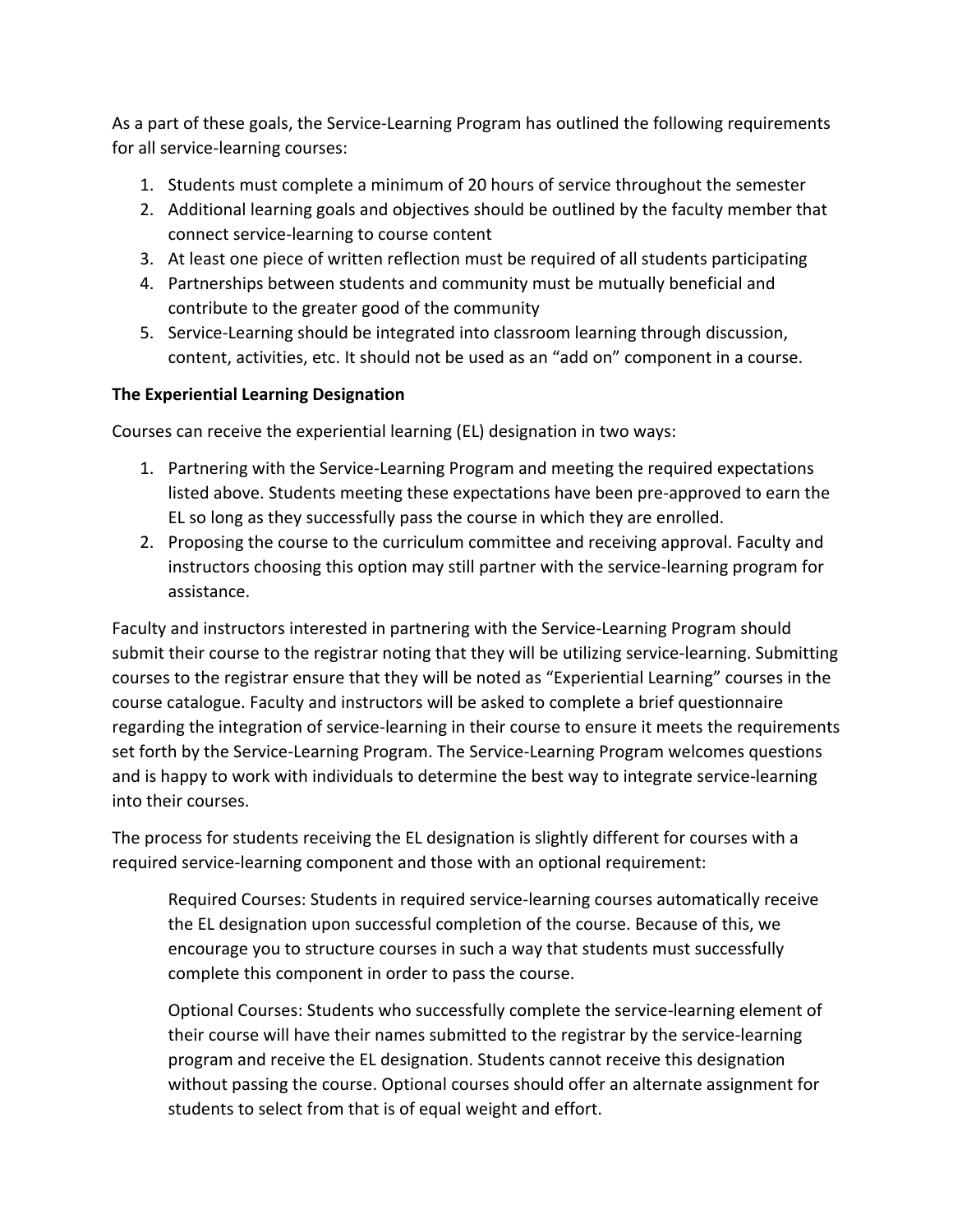As a part of these goals, the Service-Learning Program has outlined the following requirements for all service-learning courses:

1. Students must complete a minimum of 20 hours of service throughout the semester
2. Additional learning goals and objectives should be outlined by the faculty member that connect service-learning to course content
3. At least one piece of written reflection must be required of all students participating
4. Partnerships between students and community must be mutually beneficial and contribute to the greater good of the community
5. Service-Learning should be integrated into classroom learning through discussion, content, activities, etc. It should not be used as an "add on" component in a course.

**The Experiential Learning Designation**

Courses can receive the experiential learning (EL) designation in two ways:

1. Partnering with the Service-Learning Program and meeting the required expectations listed above. Students meeting these expectations have been pre-approved to earn the EL so long as they successfully pass the course in which they are enrolled.
2. Proposing the course to the curriculum committee and receiving approval. Faculty and instructors choosing this option may still partner with the service-learning program for assistance.

Faculty and instructors interested in partnering with the Service-Learning Program should submit their course to the registrar noting that they will be utilizing service-learning. Submitting courses to the registrar ensure that they will be noted as "Experiential Learning" courses in the course catalogue. Faculty and instructors will be asked to complete a brief questionnaire regarding the integration of service-learning in their course to ensure it meets the requirements set forth by the Service-Learning Program. The Service-Learning Program welcomes questions and is happy to work with individuals to determine the best way to integrate service-learning into their courses.

The process for students receiving the EL designation is slightly different for courses with a required service-learning component and those with an optional requirement:

> Required Courses: Students in required service-learning courses automatically receive the EL designation upon successful completion of the course. Because of this, we encourage you to structure courses in such a way that students must successfully complete this component in order to pass the course.
>
> Optional Courses: Students who successfully complete the service-learning element of their course will have their names submitted to the registrar by the service-learning program and receive the EL designation. Students cannot receive this designation without passing the course. Optional courses should offer an alternate assignment for students to select from that is of equal weight and effort.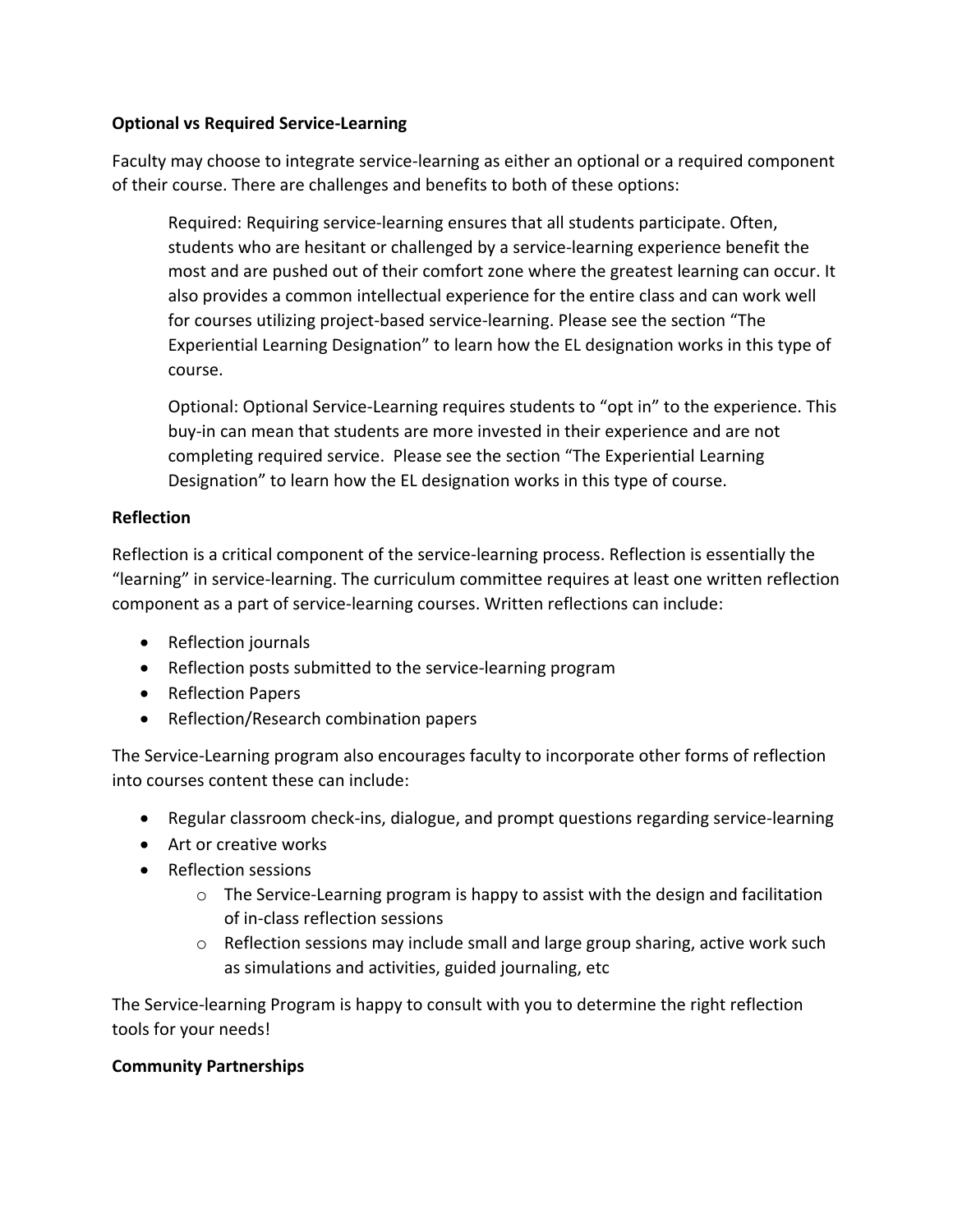**Optional vs Required Service-Learning**

Faculty may choose to integrate service-learning as either an optional or a required component of their course. There are challenges and benefits to both of these options:

> Required: Requiring service-learning ensures that all students participate. Often, students who are hesitant or challenged by a service-learning experience benefit the most and are pushed out of their comfort zone where the greatest learning can occur. It also provides a common intellectual experience for the entire class and can work well for courses utilizing project-based service-learning. Please see the section "The Experiential Learning Designation" to learn how the EL designation works in this type of course.
>
> Optional: Optional Service-Learning requires students to "opt in" to the experience. This buy-in can mean that students are more invested in their experience and are not completing required service. Please see the section "The Experiential Learning Designation" to learn how the EL designation works in this type of course.

**Reflection**

Reflection is a critical component of the service-learning process. Reflection is essentially the "learning" in service-learning. The curriculum committee requires at least one written reflection component as a part of service-learning courses. Written reflections can include:

- Reflection journals
- Reflection posts submitted to the service-learning program
- Reflection Papers
- Reflection/Research combination papers

The Service-Learning program also encourages faculty to incorporate other forms of reflection into courses content these can include:

- Regular classroom check-ins, dialogue, and prompt questions regarding service-learning
- Art or creative works
- Reflection sessions
  - The Service-Learning program is happy to assist with the design and facilitation of in-class reflection sessions
  - Reflection sessions may include small and large group sharing, active work such as simulations and activities, guided journaling, etc

The Service-learning Program is happy to consult with you to determine the right reflection tools for your needs!

**Community Partnerships**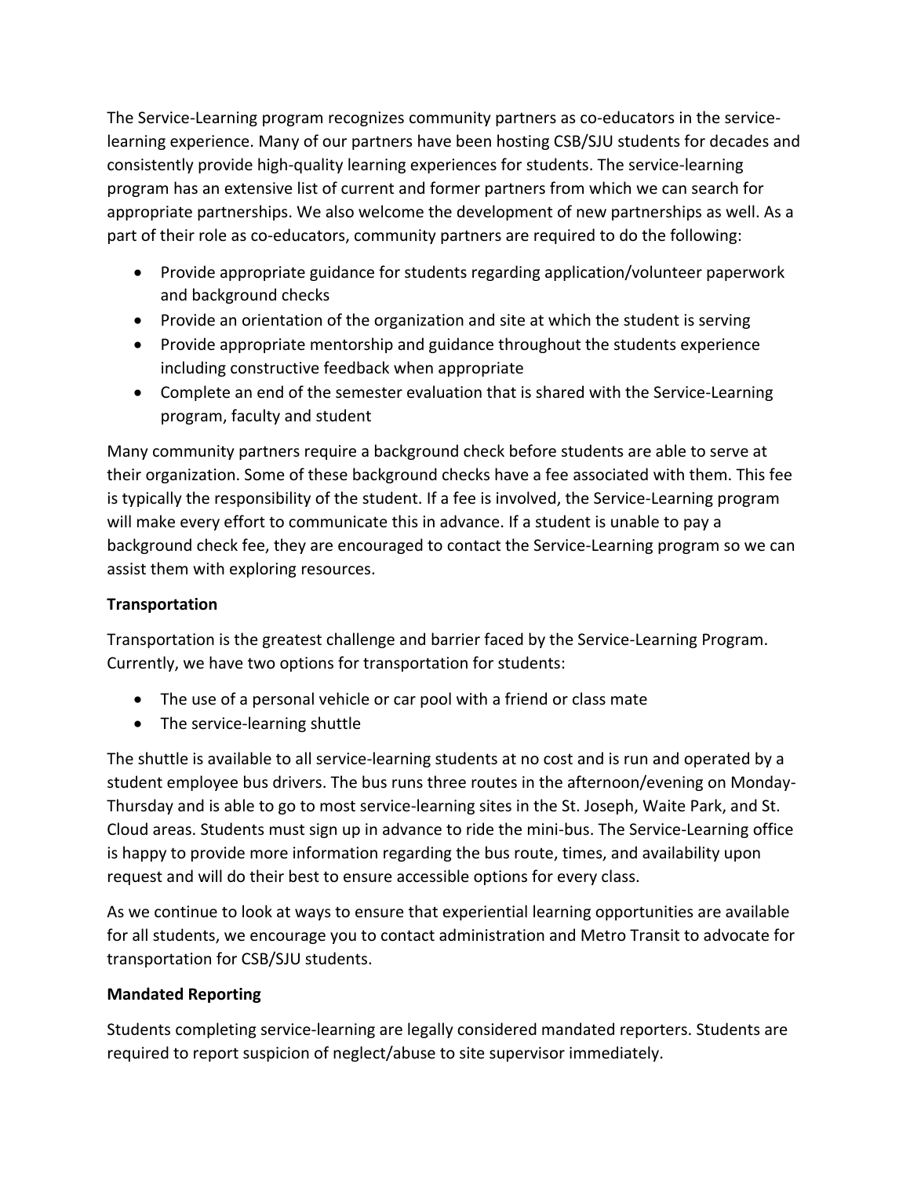The Service-Learning program recognizes community partners as co-educators in the service-learning experience. Many of our partners have been hosting CSB/SJU students for decades and consistently provide high-quality learning experiences for students. The service-learning program has an extensive list of current and former partners from which we can search for appropriate partnerships. We also welcome the development of new partnerships as well. As a part of their role as co-educators, community partners are required to do the following:

- Provide appropriate guidance for students regarding application/volunteer paperwork and background checks
- Provide an orientation of the organization and site at which the student is serving
- Provide appropriate mentorship and guidance throughout the students experience including constructive feedback when appropriate
- Complete an end of the semester evaluation that is shared with the Service-Learning program, faculty and student

Many community partners require a background check before students are able to serve at their organization. Some of these background checks have a fee associated with them. This fee is typically the responsibility of the student. If a fee is involved, the Service-Learning program will make every effort to communicate this in advance. If a student is unable to pay a background check fee, they are encouraged to contact the Service-Learning program so we can assist them with exploring resources.

**Transportation**

Transportation is the greatest challenge and barrier faced by the Service-Learning Program. Currently, we have two options for transportation for students:

- The use of a personal vehicle or car pool with a friend or class mate
- The service-learning shuttle

The shuttle is available to all service-learning students at no cost and is run and operated by a student employee bus drivers. The bus runs three routes in the afternoon/evening on Monday-Thursday and is able to go to most service-learning sites in the St. Joseph, Waite Park, and St. Cloud areas. Students must sign up in advance to ride the mini-bus. The Service-Learning office is happy to provide more information regarding the bus route, times, and availability upon request and will do their best to ensure accessible options for every class.

As we continue to look at ways to ensure that experiential learning opportunities are available for all students, we encourage you to contact administration and Metro Transit to advocate for transportation for CSB/SJU students.

**Mandated Reporting**

Students completing service-learning are legally considered mandated reporters. Students are required to report suspicion of neglect/abuse to site supervisor immediately.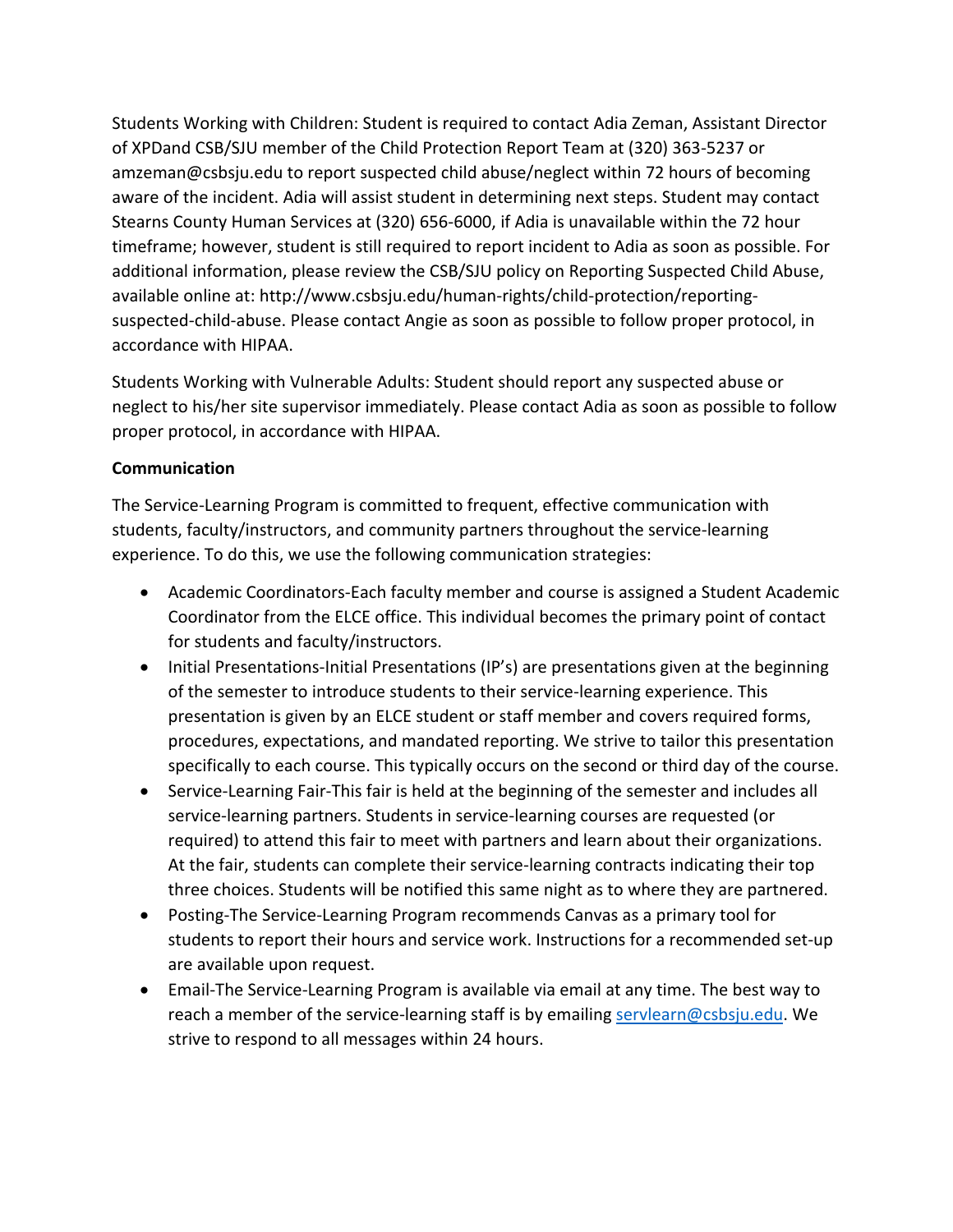Students Working with Children: Student is required to contact Adia Zeman, Assistant Director of XPDand CSB/SJU member of the Child Protection Report Team at (320) 363-5237 or amzeman@csbsju.edu to report suspected child abuse/neglect within 72 hours of becoming aware of the incident. Adia will assist student in determining next steps. Student may contact Stearns County Human Services at (320) 656-6000, if Adia is unavailable within the 72 hour timeframe; however, student is still required to report incident to Adia as soon as possible. For additional information, please review the CSB/SJU policy on Reporting Suspected Child Abuse, available online at: http://www.csbsju.edu/human-rights/child-protection/reporting-suspected-child-abuse. Please contact Angie as soon as possible to follow proper protocol, in accordance with HIPAA.

Students Working with Vulnerable Adults: Student should report any suspected abuse or neglect to his/her site supervisor immediately. Please contact Adia as soon as possible to follow proper protocol, in accordance with HIPAA.

**Communication**

The Service-Learning Program is committed to frequent, effective communication with students, faculty/instructors, and community partners throughout the service-learning experience. To do this, we use the following communication strategies:

- Academic Coordinators-Each faculty member and course is assigned a Student Academic Coordinator from the ELCE office. This individual becomes the primary point of contact for students and faculty/instructors.
- Initial Presentations-Initial Presentations (IP's) are presentations given at the beginning of the semester to introduce students to their service-learning experience. This presentation is given by an ELCE student or staff member and covers required forms, procedures, expectations, and mandated reporting. We strive to tailor this presentation specifically to each course. This typically occurs on the second or third day of the course.
- Service-Learning Fair-This fair is held at the beginning of the semester and includes all service-learning partners. Students in service-learning courses are requested (or required) to attend this fair to meet with partners and learn about their organizations. At the fair, students can complete their service-learning contracts indicating their top three choices. Students will be notified this same night as to where they are partnered.
- Posting-The Service-Learning Program recommends Canvas as a primary tool for students to report their hours and service work. Instructions for a recommended set-up are available upon request.
- Email-The Service-Learning Program is available via email at any time. The best way to reach a member of the service-learning staff is by emailing servlearn@csbsju.edu. We strive to respond to all messages within 24 hours.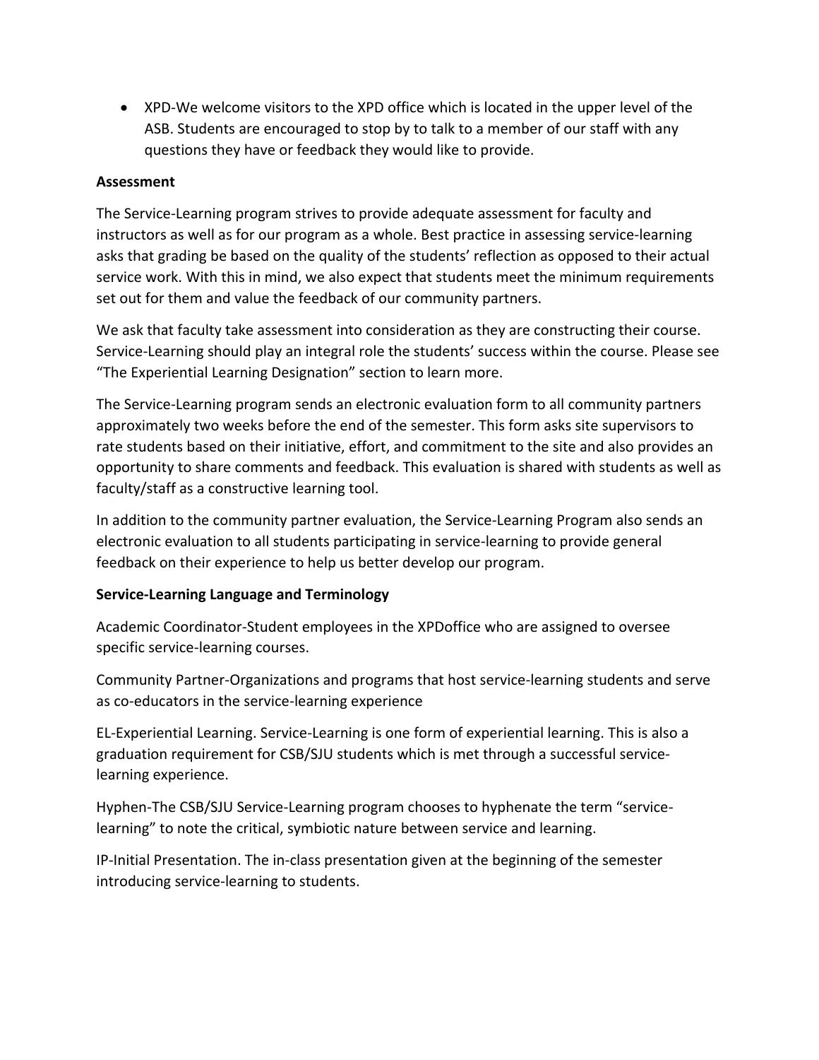- XPD-We welcome visitors to the XPD office which is located in the upper level of the ASB. Students are encouraged to stop by to talk to a member of our staff with any questions they have or feedback they would like to provide.

**Assessment**

The Service-Learning program strives to provide adequate assessment for faculty and instructors as well as for our program as a whole. Best practice in assessing service-learning asks that grading be based on the quality of the students' reflection as opposed to their actual service work. With this in mind, we also expect that students meet the minimum requirements set out for them and value the feedback of our community partners.

We ask that faculty take assessment into consideration as they are constructing their course. Service-Learning should play an integral role the students' success within the course. Please see "The Experiential Learning Designation" section to learn more.

The Service-Learning program sends an electronic evaluation form to all community partners approximately two weeks before the end of the semester. This form asks site supervisors to rate students based on their initiative, effort, and commitment to the site and also provides an opportunity to share comments and feedback. This evaluation is shared with students as well as faculty/staff as a constructive learning tool.

In addition to the community partner evaluation, the Service-Learning Program also sends an electronic evaluation to all students participating in service-learning to provide general feedback on their experience to help us better develop our program.

**Service-Learning Language and Terminology**

Academic Coordinator-Student employees in the XPDoffice who are assigned to oversee specific service-learning courses.

Community Partner-Organizations and programs that host service-learning students and serve as co-educators in the service-learning experience

EL-Experiential Learning. Service-Learning is one form of experiential learning. This is also a graduation requirement for CSB/SJU students which is met through a successful service-learning experience.

Hyphen-The CSB/SJU Service-Learning program chooses to hyphenate the term "service-learning" to note the critical, symbiotic nature between service and learning.

IP-Initial Presentation. The in-class presentation given at the beginning of the semester introducing service-learning to students.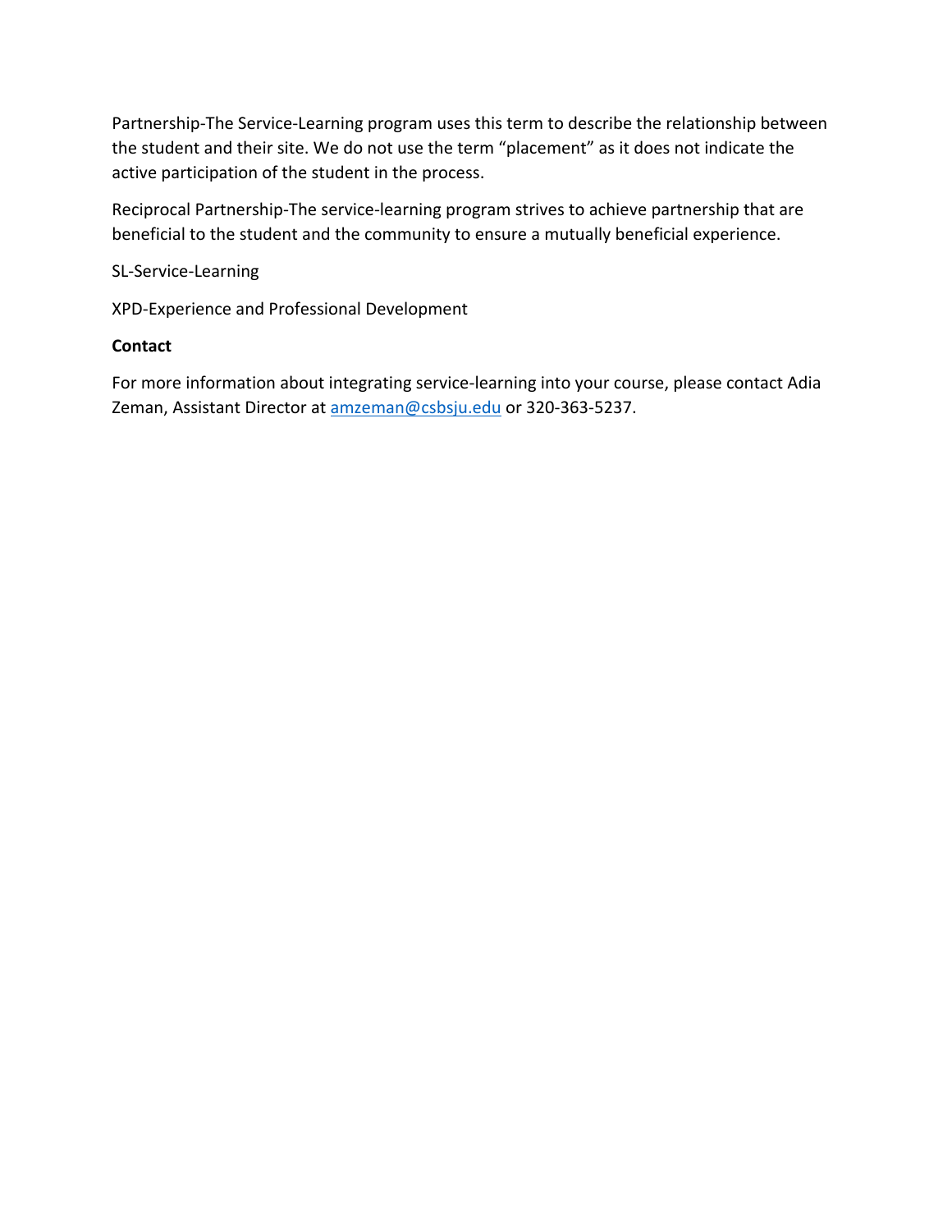Partnership-The Service-Learning program uses this term to describe the relationship between the student and their site. We do not use the term “placement” as it does not indicate the active participation of the student in the process.

Reciprocal Partnership-The service-learning program strives to achieve partnership that are beneficial to the student and the community to ensure a mutually beneficial experience.

SL-Service-Learning

XPD-Experience and Professional Development

**Contact**

For more information about integrating service-learning into your course, please contact Adia Zeman, Assistant Director at amzeman@csbsju.edu or 320-363-5237.